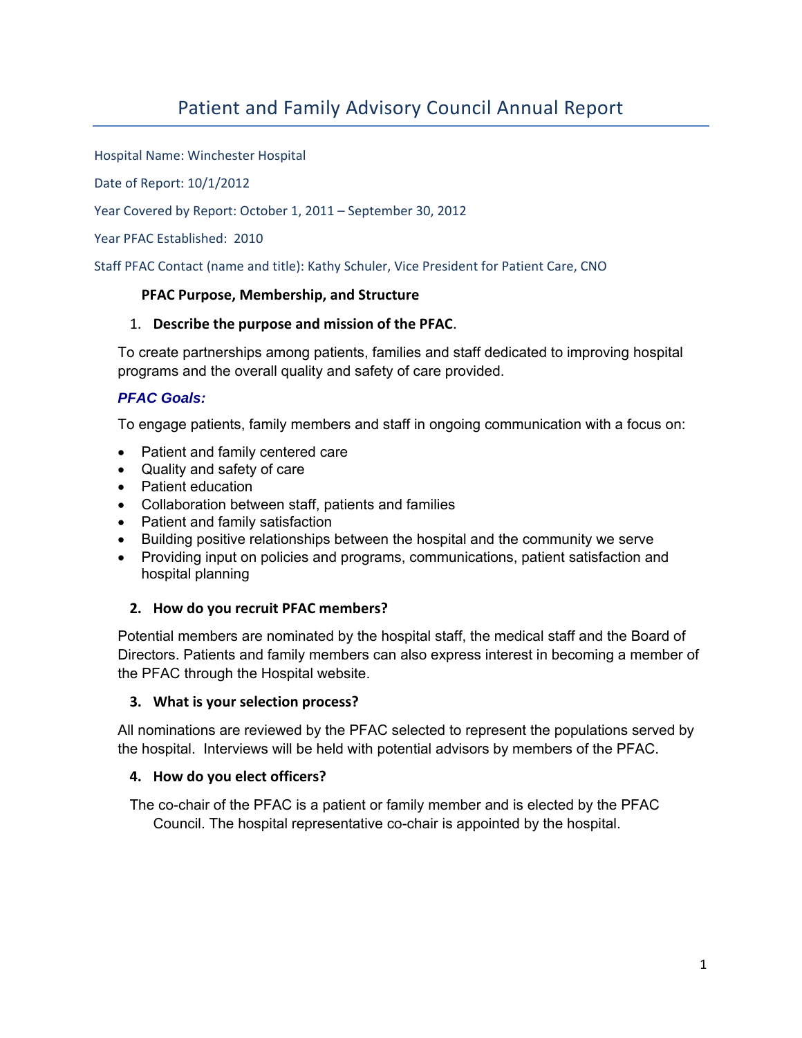# Patient and Family Advisory Council Annual Report

Hospital Name: Winchester Hospital

Date of Report: 10/1/2012

Year Covered by Report: October 1, 2011 – September 30, 2012

Year PFAC Established: 2010

Staff PFAC Contact (name and title): Kathy Schuler, Vice President for Patient Care, CNO

## PFAC Purpose, Membership, and Structure

1. **Describe the purpose and mission of the PFAC**.

To create partnerships among patients, families and staff dedicated to improving hospital programs and the overall quality and safety of care provided.

***PFAC Goals:***

To engage patients, family members and staff in ongoing communication with a focus on:

- Patient and family centered care
- Quality and safety of care
- Patient education
- Collaboration between staff, patients and families
- Patient and family satisfaction
- Building positive relationships between the hospital and the community we serve
- Providing input on policies and programs, communications, patient satisfaction and hospital planning

2. **How do you recruit PFAC members?**

Potential members are nominated by the hospital staff, the medical staff and the Board of Directors. Patients and family members can also express interest in becoming a member of the PFAC through the Hospital website.

3. **What is your selection process?**

All nominations are reviewed by the PFAC selected to represent the populations served by the hospital. Interviews will be held with potential advisors by members of the PFAC.

4. **How do you elect officers?**

The co-chair of the PFAC is a patient or family member and is elected by the PFAC Council. The hospital representative co-chair is appointed by the hospital.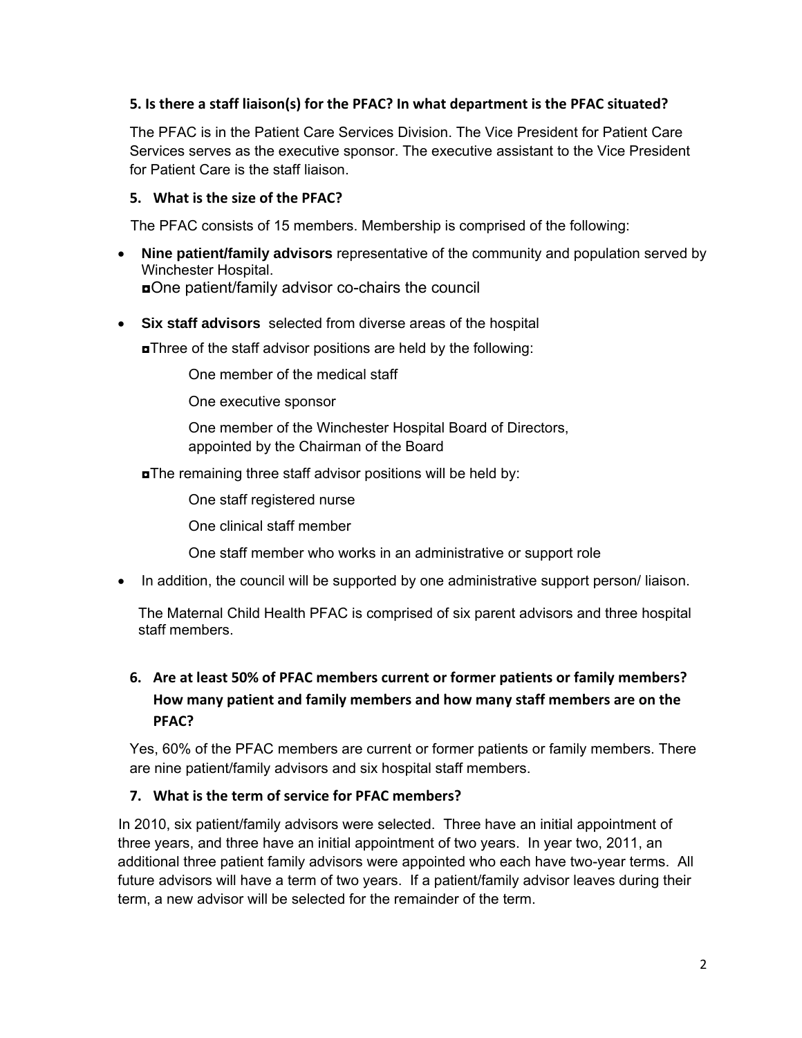### 5. Is there a staff liaison(s) for the PFAC? In what department is the PFAC situated?

The PFAC is in the Patient Care Services Division. The Vice President for Patient Care Services serves as the executive sponsor. The executive assistant to the Vice President for Patient Care is the staff liaison.

### 5. What is the size of the PFAC?

The PFAC consists of 15 members. Membership is comprised of the following:

- **Nine patient/family advisors** representative of the community and population served by Winchester Hospital.
  - ◘One patient/family advisor co-chairs the council
- **Six staff advisors** selected from diverse areas of the hospital
  - ◘Three of the staff advisor positions are held by the following:
    - One member of the medical staff
    - One executive sponsor
    - One member of the Winchester Hospital Board of Directors, appointed by the Chairman of the Board
  - ◘The remaining three staff advisor positions will be held by:
    - One staff registered nurse
    - One clinical staff member
    - One staff member who works in an administrative or support role
- In addition, the council will be supported by one administrative support person/ liaison.

The Maternal Child Health PFAC is comprised of six parent advisors and three hospital staff members.

### 6. Are at least 50% of PFAC members current or former patients or family members? How many patient and family members and how many staff members are on the PFAC?

Yes, 60% of the PFAC members are current or former patients or family members. There are nine patient/family advisors and six hospital staff members.

### 7. What is the term of service for PFAC members?

In 2010, six patient/family advisors were selected. Three have an initial appointment of three years, and three have an initial appointment of two years. In year two, 2011, an additional three patient family advisors were appointed who each have two-year terms. All future advisors will have a term of two years. If a patient/family advisor leaves during their term, a new advisor will be selected for the remainder of the term.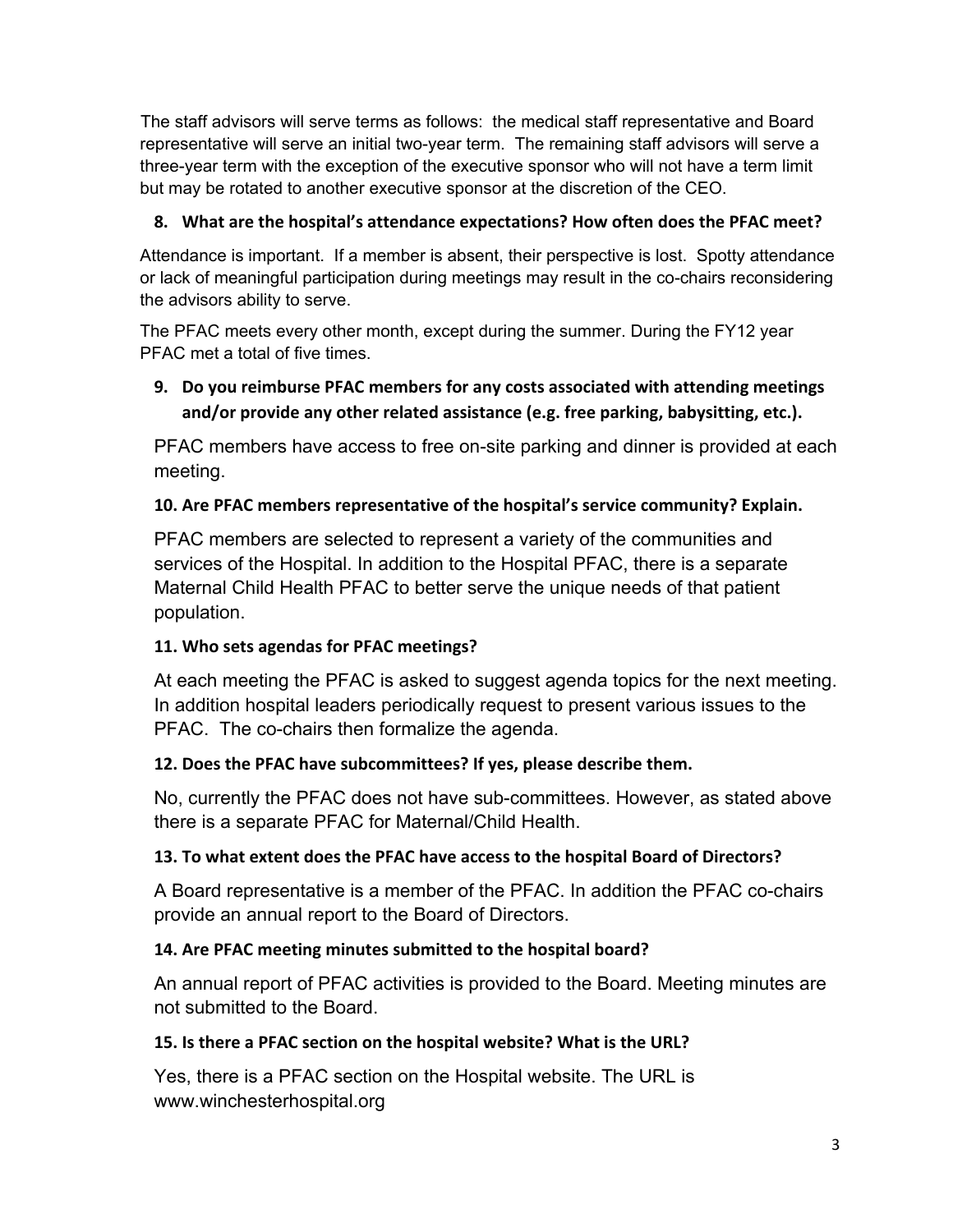The staff advisors will serve terms as follows: the medical staff representative and Board representative will serve an initial two-year term. The remaining staff advisors will serve a three-year term with the exception of the executive sponsor who will not have a term limit but may be rotated to another executive sponsor at the discretion of the CEO.

**8. What are the hospital's attendance expectations? How often does the PFAC meet?**

Attendance is important. If a member is absent, their perspective is lost. Spotty attendance or lack of meaningful participation during meetings may result in the co-chairs reconsidering the advisors ability to serve.

The PFAC meets every other month, except during the summer. During the FY12 year PFAC met a total of five times.

**9. Do you reimburse PFAC members for any costs associated with attending meetings and/or provide any other related assistance (e.g. free parking, babysitting, etc.).**

PFAC members have access to free on-site parking and dinner is provided at each meeting.

**10. Are PFAC members representative of the hospital's service community? Explain.**

PFAC members are selected to represent a variety of the communities and services of the Hospital. In addition to the Hospital PFAC, there is a separate Maternal Child Health PFAC to better serve the unique needs of that patient population.

**11. Who sets agendas for PFAC meetings?**

At each meeting the PFAC is asked to suggest agenda topics for the next meeting. In addition hospital leaders periodically request to present various issues to the PFAC. The co-chairs then formalize the agenda.

**12. Does the PFAC have subcommittees? If yes, please describe them.**

No, currently the PFAC does not have sub-committees. However, as stated above there is a separate PFAC for Maternal/Child Health.

**13. To what extent does the PFAC have access to the hospital Board of Directors?**

A Board representative is a member of the PFAC. In addition the PFAC co-chairs provide an annual report to the Board of Directors.

**14. Are PFAC meeting minutes submitted to the hospital board?**

An annual report of PFAC activities is provided to the Board. Meeting minutes are not submitted to the Board.

**15. Is there a PFAC section on the hospital website? What is the URL?**

Yes, there is a PFAC section on the Hospital website. The URL is www.winchesterhospital.org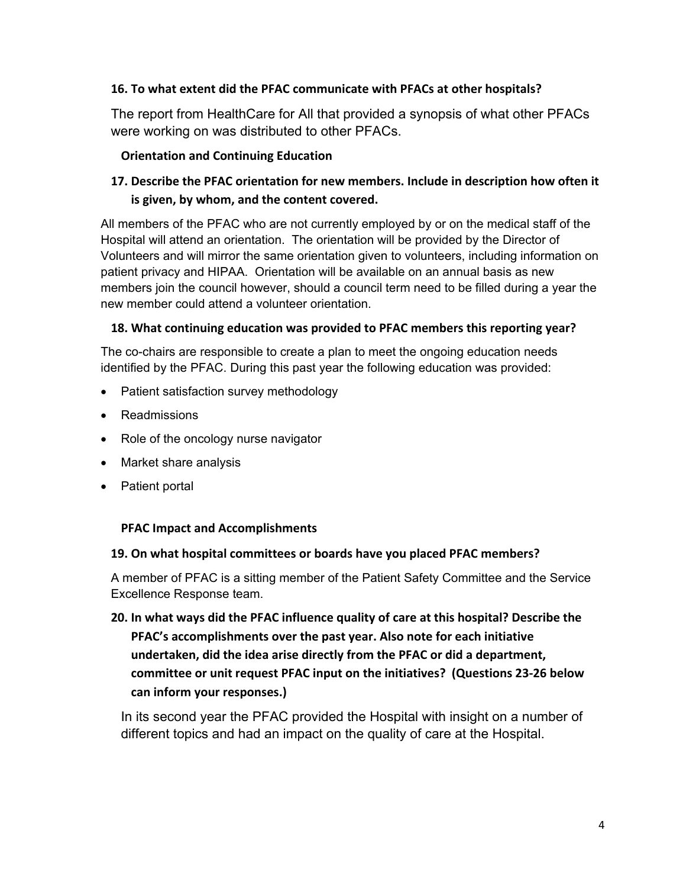**16. To what extent did the PFAC communicate with PFACs at other hospitals?**

The report from HealthCare for All that provided a synopsis of what other PFACs were working on was distributed to other PFACs.

**Orientation and Continuing Education**

**17. Describe the PFAC orientation for new members. Include in description how often it is given, by whom, and the content covered.**

All members of the PFAC who are not currently employed by or on the medical staff of the Hospital will attend an orientation. The orientation will be provided by the Director of Volunteers and will mirror the same orientation given to volunteers, including information on patient privacy and HIPAA. Orientation will be available on an annual basis as new members join the council however, should a council term need to be filled during a year the new member could attend a volunteer orientation.

**18. What continuing education was provided to PFAC members this reporting year?**

The co-chairs are responsible to create a plan to meet the ongoing education needs identified by the PFAC. During this past year the following education was provided:

- Patient satisfaction survey methodology
- Readmissions
- Role of the oncology nurse navigator
- Market share analysis
- Patient portal

**PFAC Impact and Accomplishments**

**19. On what hospital committees or boards have you placed PFAC members?**

A member of PFAC is a sitting member of the Patient Safety Committee and the Service Excellence Response team.

**20. In what ways did the PFAC influence quality of care at this hospital? Describe the PFAC's accomplishments over the past year. Also note for each initiative undertaken, did the idea arise directly from the PFAC or did a department, committee or unit request PFAC input on the initiatives? (Questions 23-26 below can inform your responses.)**

In its second year the PFAC provided the Hospital with insight on a number of different topics and had an impact on the quality of care at the Hospital.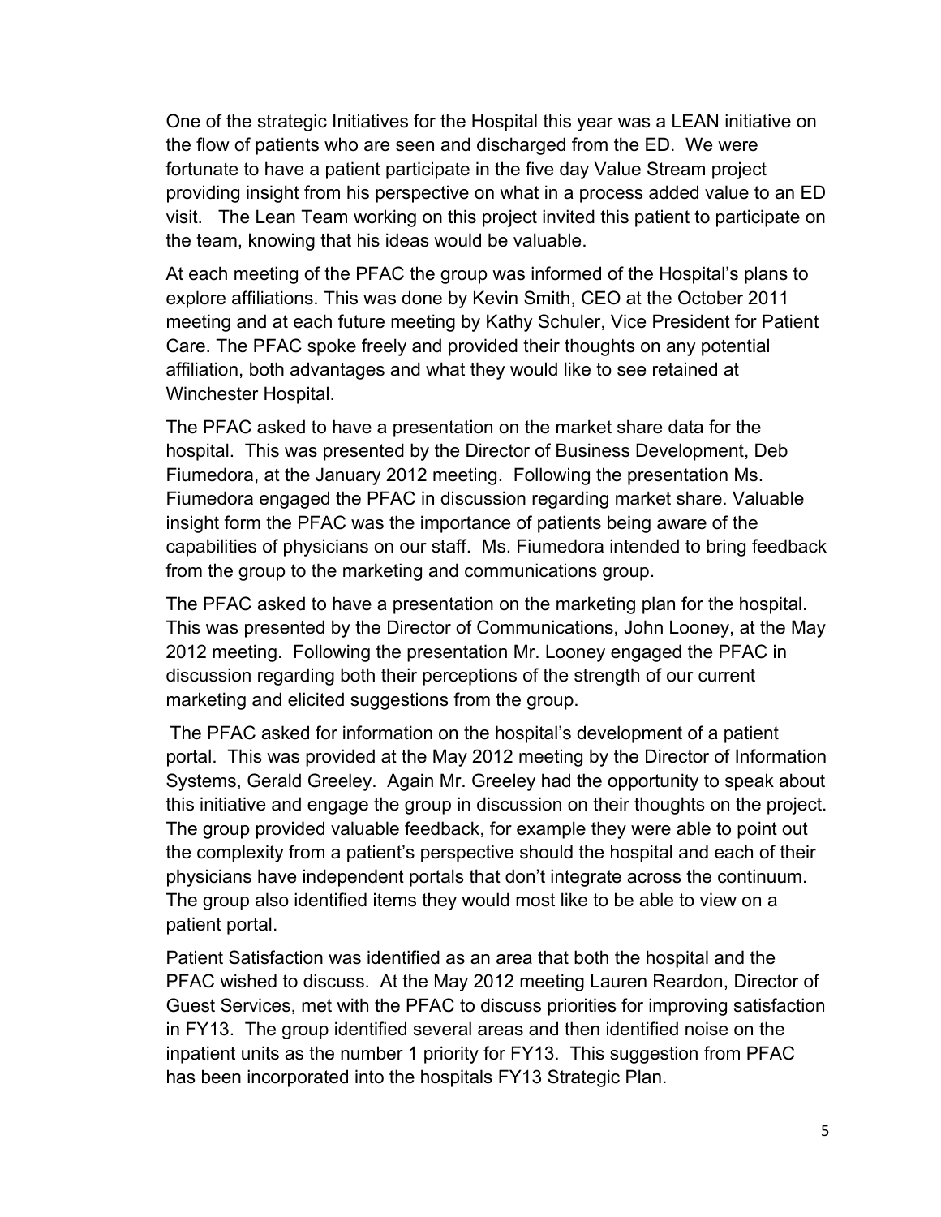One of the strategic Initiatives for the Hospital this year was a LEAN initiative on the flow of patients who are seen and discharged from the ED. We were fortunate to have a patient participate in the five day Value Stream project providing insight from his perspective on what in a process added value to an ED visit. The Lean Team working on this project invited this patient to participate on the team, knowing that his ideas would be valuable.

At each meeting of the PFAC the group was informed of the Hospital's plans to explore affiliations. This was done by Kevin Smith, CEO at the October 2011 meeting and at each future meeting by Kathy Schuler, Vice President for Patient Care. The PFAC spoke freely and provided their thoughts on any potential affiliation, both advantages and what they would like to see retained at Winchester Hospital.

The PFAC asked to have a presentation on the market share data for the hospital. This was presented by the Director of Business Development, Deb Fiumedora, at the January 2012 meeting. Following the presentation Ms. Fiumedora engaged the PFAC in discussion regarding market share. Valuable insight form the PFAC was the importance of patients being aware of the capabilities of physicians on our staff. Ms. Fiumedora intended to bring feedback from the group to the marketing and communications group.

The PFAC asked to have a presentation on the marketing plan for the hospital. This was presented by the Director of Communications, John Looney, at the May 2012 meeting. Following the presentation Mr. Looney engaged the PFAC in discussion regarding both their perceptions of the strength of our current marketing and elicited suggestions from the group.

The PFAC asked for information on the hospital's development of a patient portal. This was provided at the May 2012 meeting by the Director of Information Systems, Gerald Greeley. Again Mr. Greeley had the opportunity to speak about this initiative and engage the group in discussion on their thoughts on the project. The group provided valuable feedback, for example they were able to point out the complexity from a patient's perspective should the hospital and each of their physicians have independent portals that don't integrate across the continuum. The group also identified items they would most like to be able to view on a patient portal.

Patient Satisfaction was identified as an area that both the hospital and the PFAC wished to discuss. At the May 2012 meeting Lauren Reardon, Director of Guest Services, met with the PFAC to discuss priorities for improving satisfaction in FY13. The group identified several areas and then identified noise on the inpatient units as the number 1 priority for FY13. This suggestion from PFAC has been incorporated into the hospitals FY13 Strategic Plan.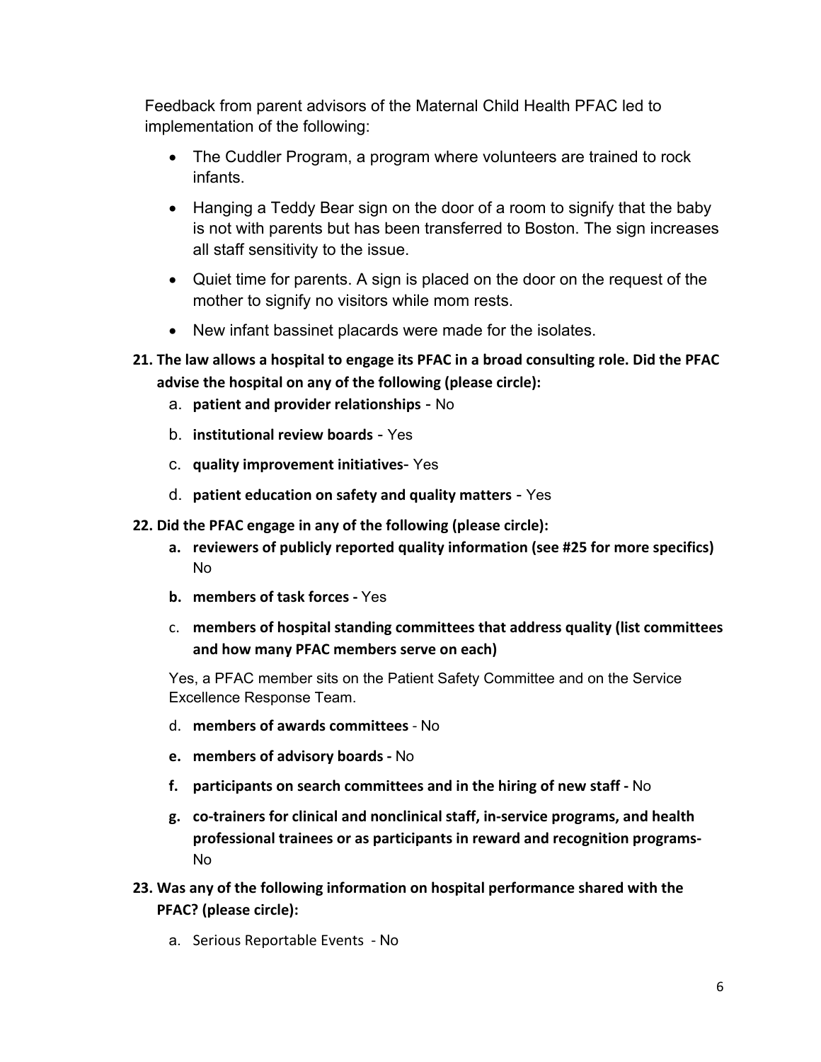Feedback from parent advisors of the Maternal Child Health PFAC led to implementation of the following:

- The Cuddler Program, a program where volunteers are trained to rock infants.
- Hanging a Teddy Bear sign on the door of a room to signify that the baby is not with parents but has been transferred to Boston. The sign increases all staff sensitivity to the issue.
- Quiet time for parents. A sign is placed on the door on the request of the mother to signify no visitors while mom rests.
- New infant bassinet placards were made for the isolates.

**21. The law allows a hospital to engage its PFAC in a broad consulting role. Did the PFAC advise the hospital on any of the following (please circle):**

a. **patient and provider relationships** - No

b. **institutional review boards** - Yes

c. **quality improvement initiatives-** Yes

d. **patient education on safety and quality matters** - Yes

**22. Did the PFAC engage in any of the following (please circle):**

**a. reviewers of publicly reported quality information (see #25 for more specifics)** No

**b. members of task forces -** Yes

c. **members of hospital standing committees that address quality (list committees and how many PFAC members serve on each)**

Yes, a PFAC member sits on the Patient Safety Committee and on the Service Excellence Response Team.

d. **members of awards committees** - No

**e. members of advisory boards -** No

**f. participants on search committees and in the hiring of new staff -** No

**g. co-trainers for clinical and nonclinical staff, in-service programs, and health professional trainees or as participants in reward and recognition programs-** No

**23. Was any of the following information on hospital performance shared with the PFAC? (please circle):**

a. Serious Reportable Events - No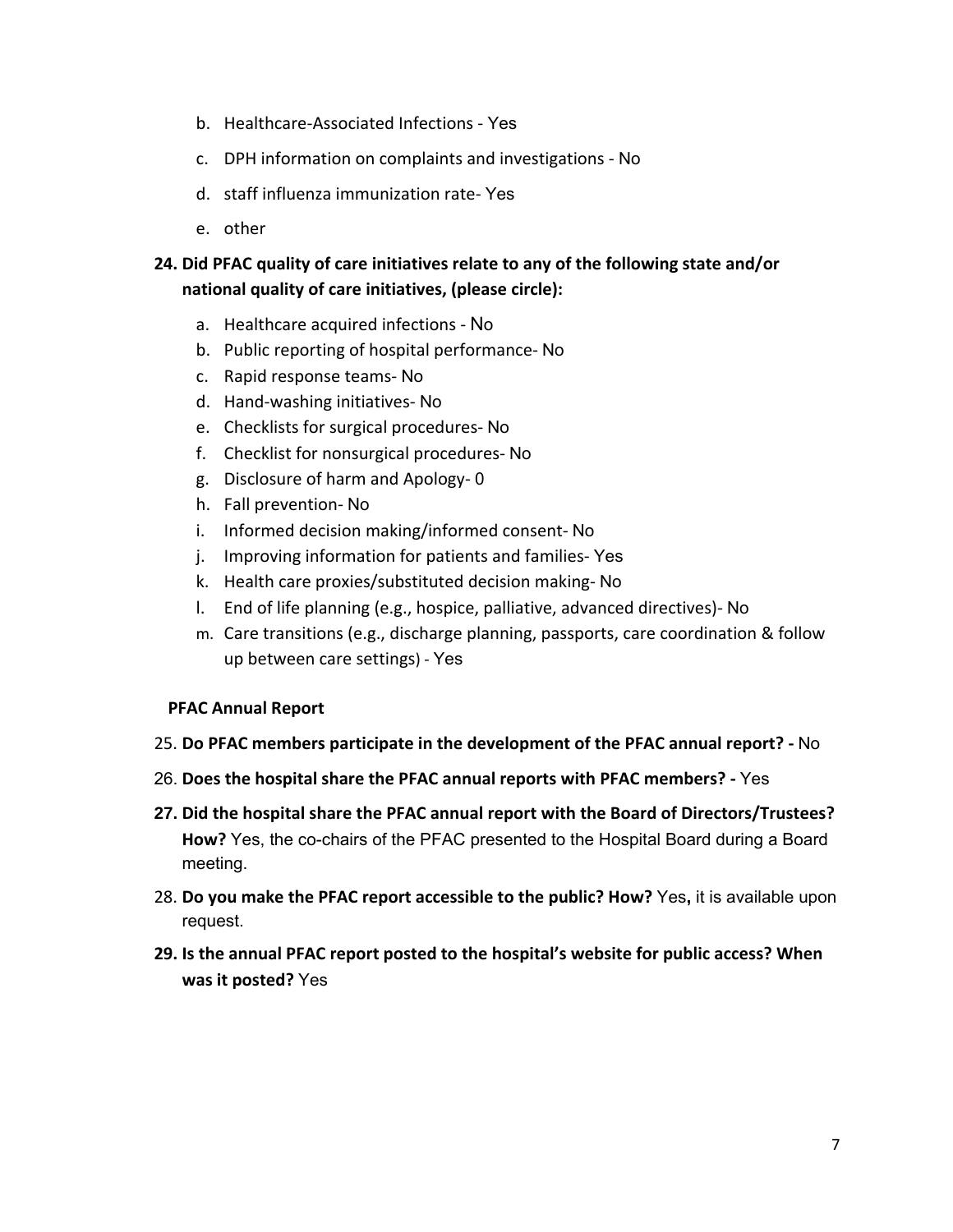b. Healthcare-Associated Infections - Yes
c. DPH information on complaints and investigations - No
d. staff influenza immunization rate- Yes
e. other

**24. Did PFAC quality of care initiatives relate to any of the following state and/or national quality of care initiatives, (please circle):**

a. Healthcare acquired infections - No
b. Public reporting of hospital performance- No
c. Rapid response teams- No
d. Hand-washing initiatives- No
e. Checklists for surgical procedures- No
f. Checklist for nonsurgical procedures- No
g. Disclosure of harm and Apology- 0
h. Fall prevention- No
i. Informed decision making/informed consent- No
j. Improving information for patients and families- Yes
k. Health care proxies/substituted decision making- No
l. End of life planning (e.g., hospice, palliative, advanced directives)- No
m. Care transitions (e.g., discharge planning, passports, care coordination & follow up between care settings) - Yes

**PFAC Annual Report**

25. **Do PFAC members participate in the development of the PFAC annual report? -** No
26. **Does the hospital share the PFAC annual reports with PFAC members? -** Yes
27. **Did the hospital share the PFAC annual report with the Board of Directors/Trustees? How?** Yes, the co-chairs of the PFAC presented to the Hospital Board during a Board meeting.
28. **Do you make the PFAC report accessible to the public? How?** Yes**,** it is available upon request.
29. **Is the annual PFAC report posted to the hospital's website for public access? When was it posted?** Yes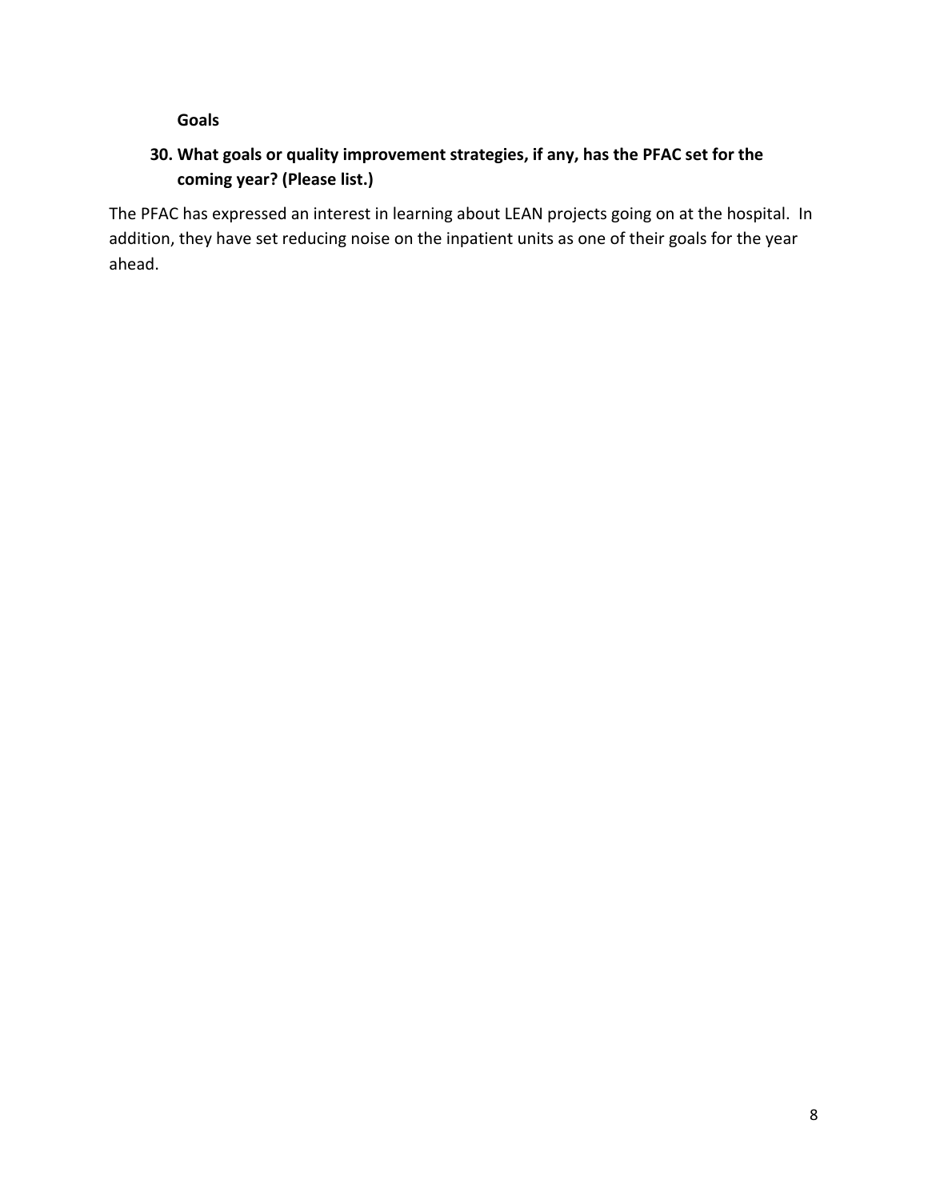**Goals**

**30. What goals or quality improvement strategies, if any, has the PFAC set for the coming year? (Please list.)**

The PFAC has expressed an interest in learning about LEAN projects going on at the hospital. In addition, they have set reducing noise on the inpatient units as one of their goals for the year ahead.